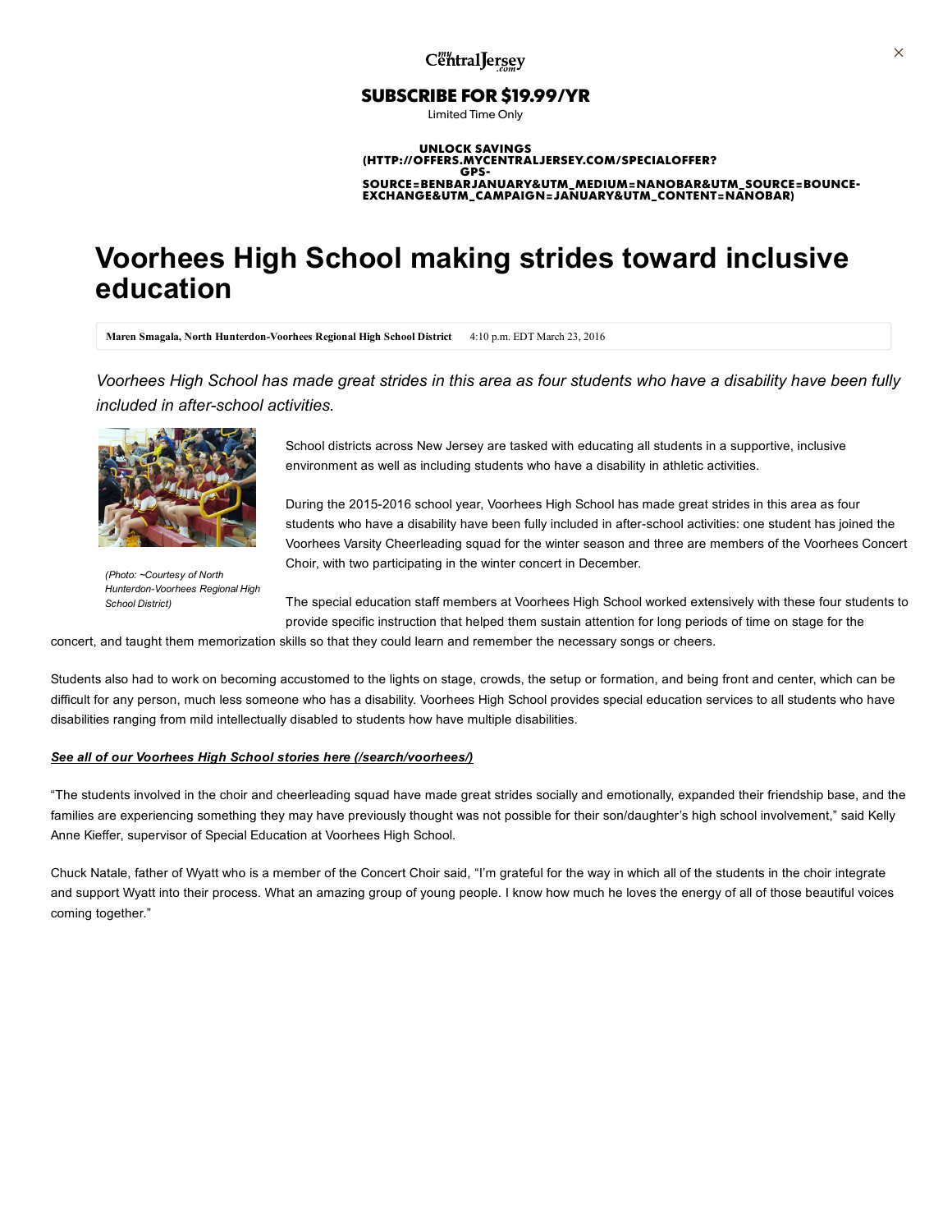myCentralJersey.com

SUBSCRIBE FOR $19.99/YR

Limited Time Only

UNLOCK SAVINGS (HTTP://OFFERS.MYCENTRALJERSEY.COM/SPECIALOFFER?GPS-SOURCE=BENBARJANUARY&UTM_MEDIUM=NANOBAR&UTM_SOURCE=BOUNCE-EXCHANGE&UTM_CAMPAIGN=JANUARY&UTM_CONTENT=NANOBAR)

# Voorhees High School making strides toward inclusive education

**Maren Smagala, North Hunterdon-Voorhees Regional High School District** 4:10 p.m. EDT March 23, 2016

*Voorhees High School has made great strides in this area as four students who have a disability have been fully included in after-school activities.*

*(Photo: ~Courtesy of North Hunterdon-Voorhees Regional High School District)*

School districts across New Jersey are tasked with educating all students in a supportive, inclusive environment as well as including students who have a disability in athletic activities.

During the 2015-2016 school year, Voorhees High School has made great strides in this area as four students who have a disability have been fully included in after-school activities: one student has joined the Voorhees Varsity Cheerleading squad for the winter season and three are members of the Voorhees Concert Choir, with two participating in the winter concert in December.

The special education staff members at Voorhees High School worked extensively with these four students to provide specific instruction that helped them sustain attention for long periods of time on stage for the concert, and taught them memorization skills so that they could learn and remember the necessary songs or cheers.

Students also had to work on becoming accustomed to the lights on stage, crowds, the setup or formation, and being front and center, which can be difficult for any person, much less someone who has a disability. Voorhees High School provides special education services to all students who have disabilities ranging from mild intellectually disabled to students how have multiple disabilities.

***See all of our Voorhees High School stories here (/search/voorhees/)***

"The students involved in the choir and cheerleading squad have made great strides socially and emotionally, expanded their friendship base, and the families are experiencing something they may have previously thought was not possible for their son/daughter's high school involvement," said Kelly Anne Kieffer, supervisor of Special Education at Voorhees High School.

Chuck Natale, father of Wyatt who is a member of the Concert Choir said, "I'm grateful for the way in which all of the students in the choir integrate and support Wyatt into their process. What an amazing group of young people. I know how much he loves the energy of all of those beautiful voices coming together."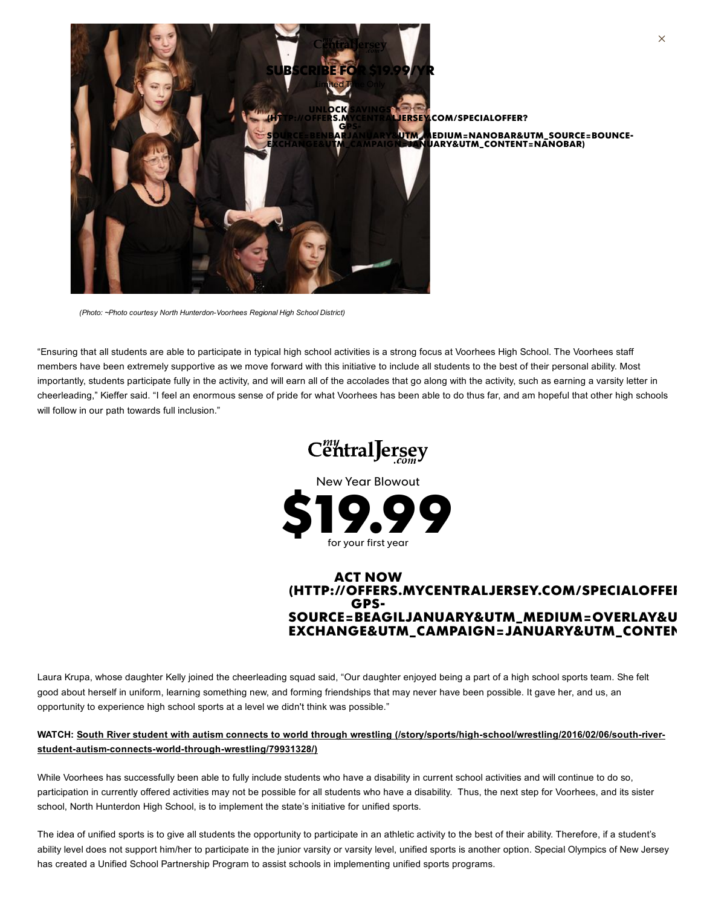(Photo: ~Photo courtesy North Hunterdon-Voorhees Regional High School District)

"Ensuring that all students are able to participate in typical high school activities is a strong focus at Voorhees High School. The Voorhees staff members have been extremely supportive as we move forward with this initiative to include all students to the best of their personal ability. Most importantly, students participate fully in the activity, and will earn all of the accolades that go along with the activity, such as earning a varsity letter in cheerleading," Kieffer said. "I feel an enormous sense of pride for what Voorhees has been able to do thus far, and am hopeful that other high schools will follow in our path towards full inclusion."

Laura Krupa, whose daughter Kelly joined the cheerleading squad said, "Our daughter enjoyed being a part of a high school sports team. She felt good about herself in uniform, learning something new, and forming friendships that may never have been possible. It gave her, and us, an opportunity to experience high school sports at a level we didn't think was possible."

**WATCH: South River student with autism connects to world through wrestling (/story/sports/high-school/wrestling/2016/02/06/south-river-student-autism-connects-world-through-wrestling/79931328/)**

While Voorhees has successfully been able to fully include students who have a disability in current school activities and will continue to do so, participation in currently offered activities may not be possible for all students who have a disability. Thus, the next step for Voorhees, and its sister school, North Hunterdon High School, is to implement the state's initiative for unified sports.

The idea of unified sports is to give all students the opportunity to participate in an athletic activity to the best of their ability. Therefore, if a student's ability level does not support him/her to participate in the junior varsity or varsity level, unified sports is another option. Special Olympics of New Jersey has created a Unified School Partnership Program to assist schools in implementing unified sports programs.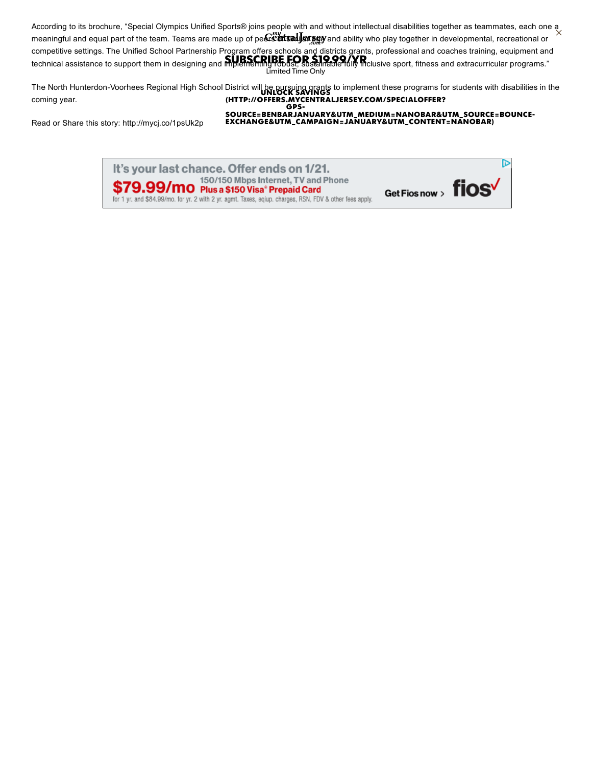According to its brochure, “Special Olympics Unified Sports® joins people with and without intellectual disabilities together as teammates, each one a meaningful and equal part of the team. Teams are made up of peers of similar age and ability who play together in developmental, recreational or competitive settings. The Unified School Partnership Program offers schools and districts grants, professional and coaches training, equipment and technical assistance to support them in designing and implementing robust, sustainable fully inclusive sport, fitness and extracurricular programs.”

The North Hunterdon-Voorhees Regional High School District will be pursuing grants to implement these programs for students with disabilities in the coming year.

Read or Share this story: http://mycj.co/1psUk2p